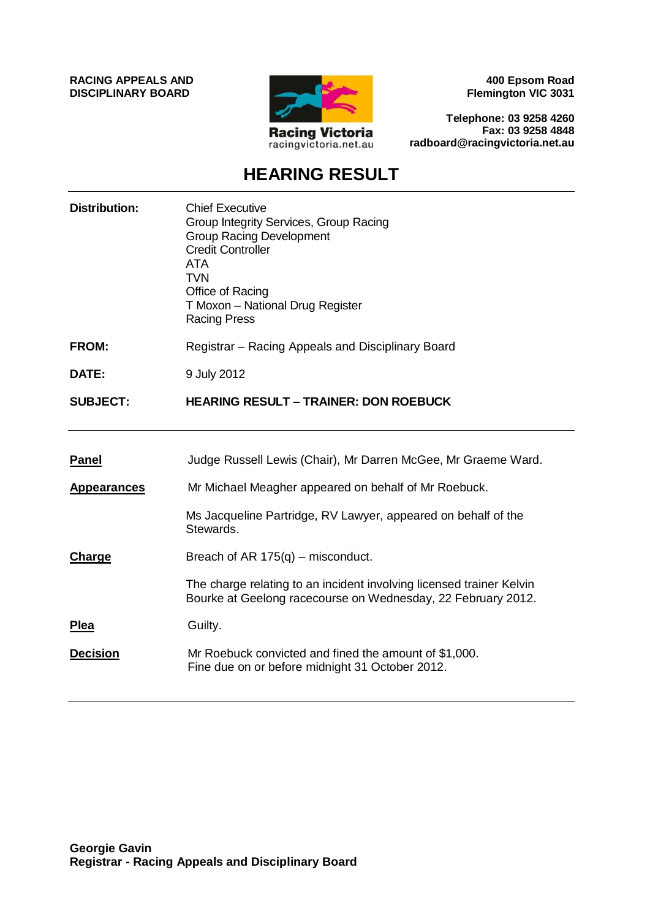**RACING APPEALS AND DISCIPLINARY BOARD**

Racing Victoria
racingvictoria.net.au

**400 Epsom Road**
**Flemington VIC 3031**

**Telephone: 03 9258 4260**
**Fax: 03 9258 4848**
**radboard@racingvictoria.net.au**

# HEARING RESULT

**Distribution:** Chief Executive
Group Integrity Services, Group Racing
Group Racing Development
Credit Controller
ATA
TVN
Office of Racing
T Moxon – National Drug Register
Racing Press

**FROM:** Registrar – Racing Appeals and Disciplinary Board

**DATE:** 9 July 2012

**SUBJECT:** **HEARING RESULT – TRAINER: DON ROEBUCK**

---

**Panel** Judge Russell Lewis (Chair), Mr Darren McGee, Mr Graeme Ward.

**Appearances** Mr Michael Meagher appeared on behalf of Mr Roebuck.

Ms Jacqueline Partridge, RV Lawyer, appeared on behalf of the Stewards.

**Charge** Breach of AR 175(q) – misconduct.

The charge relating to an incident involving licensed trainer Kelvin Bourke at Geelong racecourse on Wednesday, 22 February 2012.

**Plea** Guilty.

**Decision** Mr Roebuck convicted and fined the amount of $1,000.
Fine due on or before midnight 31 October 2012.

---

**Georgie Gavin**
**Registrar - Racing Appeals and Disciplinary Board**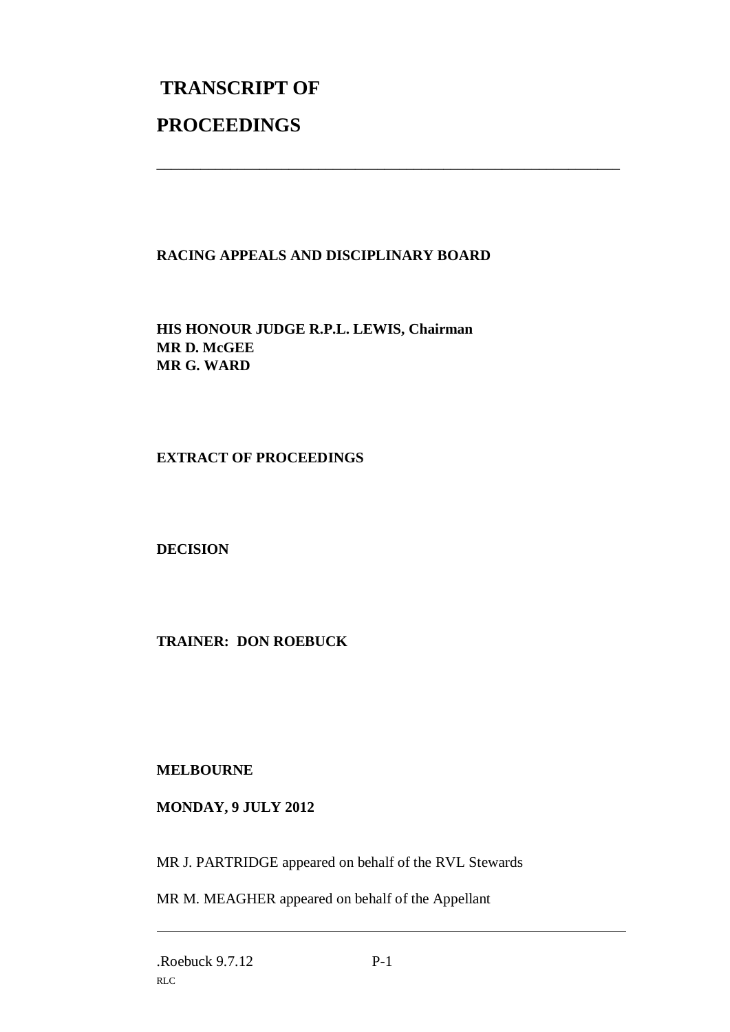# TRANSCRIPT OF

# PROCEEDINGS

---

**RACING APPEALS AND DISCIPLINARY BOARD**

**HIS HONOUR JUDGE R.P.L. LEWIS, Chairman**
**MR D. McGEE**
**MR G. WARD**

**EXTRACT OF PROCEEDINGS**

**DECISION**

**TRAINER: DON ROEBUCK**

**MELBOURNE**

**MONDAY, 9 JULY 2012**

MR J. PARTRIDGE appeared on behalf of the RVL Stewards

MR M. MEAGHER appeared on behalf of the Appellant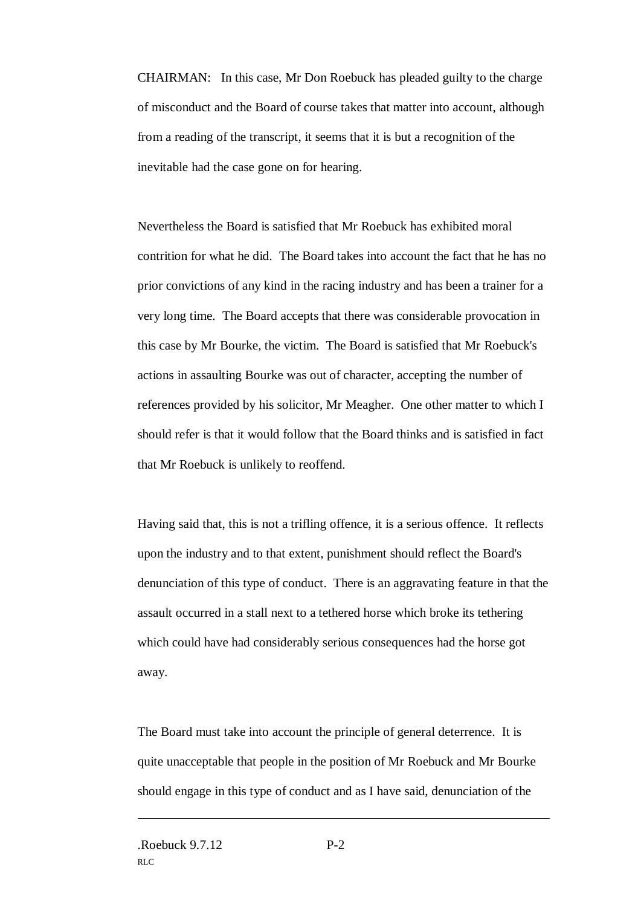CHAIRMAN: In this case, Mr Don Roebuck has pleaded guilty to the charge of misconduct and the Board of course takes that matter into account, although from a reading of the transcript, it seems that it is but a recognition of the inevitable had the case gone on for hearing.

Nevertheless the Board is satisfied that Mr Roebuck has exhibited moral contrition for what he did. The Board takes into account the fact that he has no prior convictions of any kind in the racing industry and has been a trainer for a very long time. The Board accepts that there was considerable provocation in this case by Mr Bourke, the victim. The Board is satisfied that Mr Roebuck's actions in assaulting Bourke was out of character, accepting the number of references provided by his solicitor, Mr Meagher. One other matter to which I should refer is that it would follow that the Board thinks and is satisfied in fact that Mr Roebuck is unlikely to reoffend.

Having said that, this is not a trifling offence, it is a serious offence. It reflects upon the industry and to that extent, punishment should reflect the Board's denunciation of this type of conduct. There is an aggravating feature in that the assault occurred in a stall next to a tethered horse which broke its tethering which could have had considerably serious consequences had the horse got away.

The Board must take into account the principle of general deterrence. It is quite unacceptable that people in the position of Mr Roebuck and Mr Bourke should engage in this type of conduct and as I have said, denunciation of the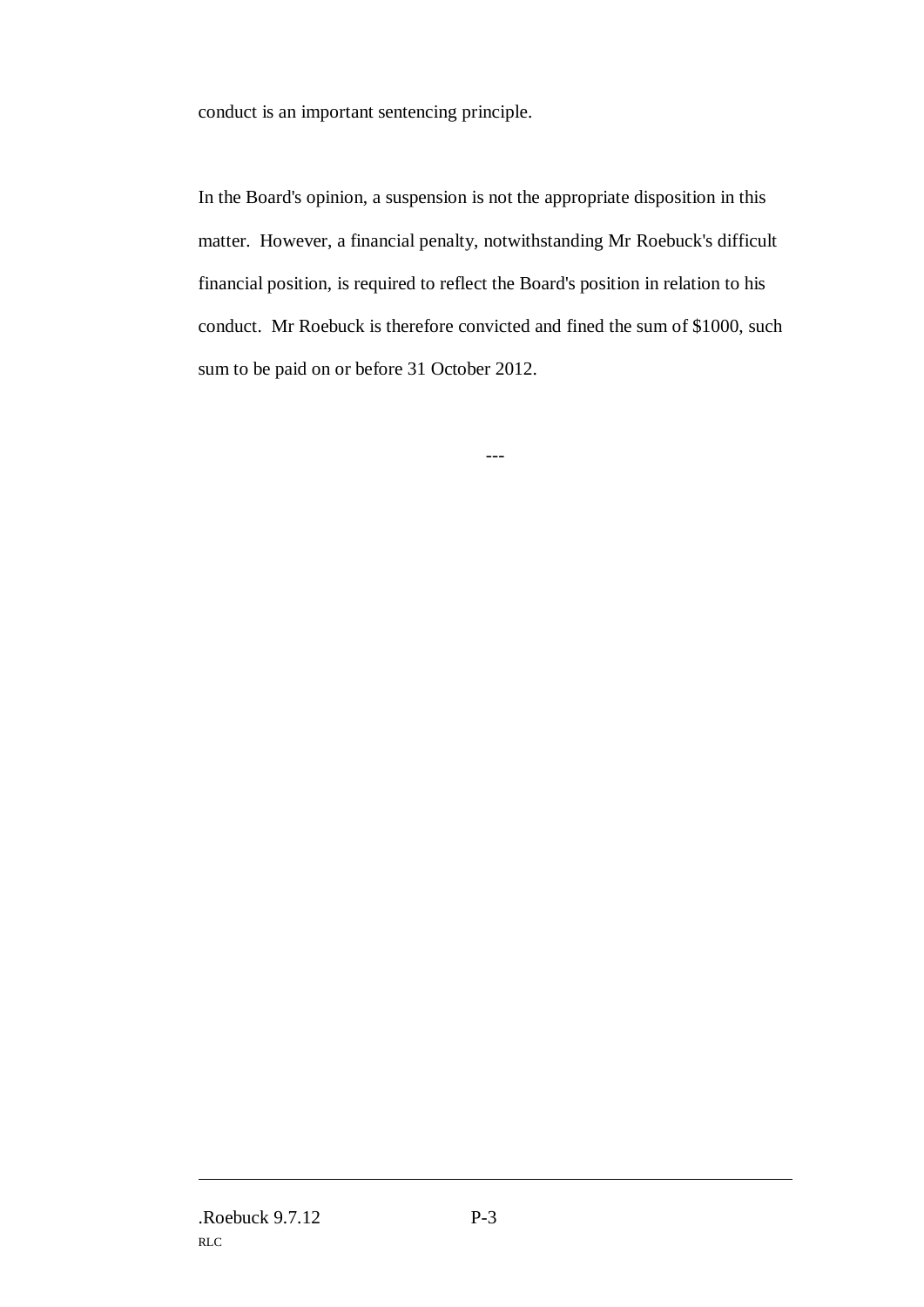conduct is an important sentencing principle.

In the Board's opinion, a suspension is not the appropriate disposition in this matter. However, a financial penalty, notwithstanding Mr Roebuck's difficult financial position, is required to reflect the Board's position in relation to his conduct. Mr Roebuck is therefore convicted and fined the sum of $1000, such sum to be paid on or before 31 October 2012.

---